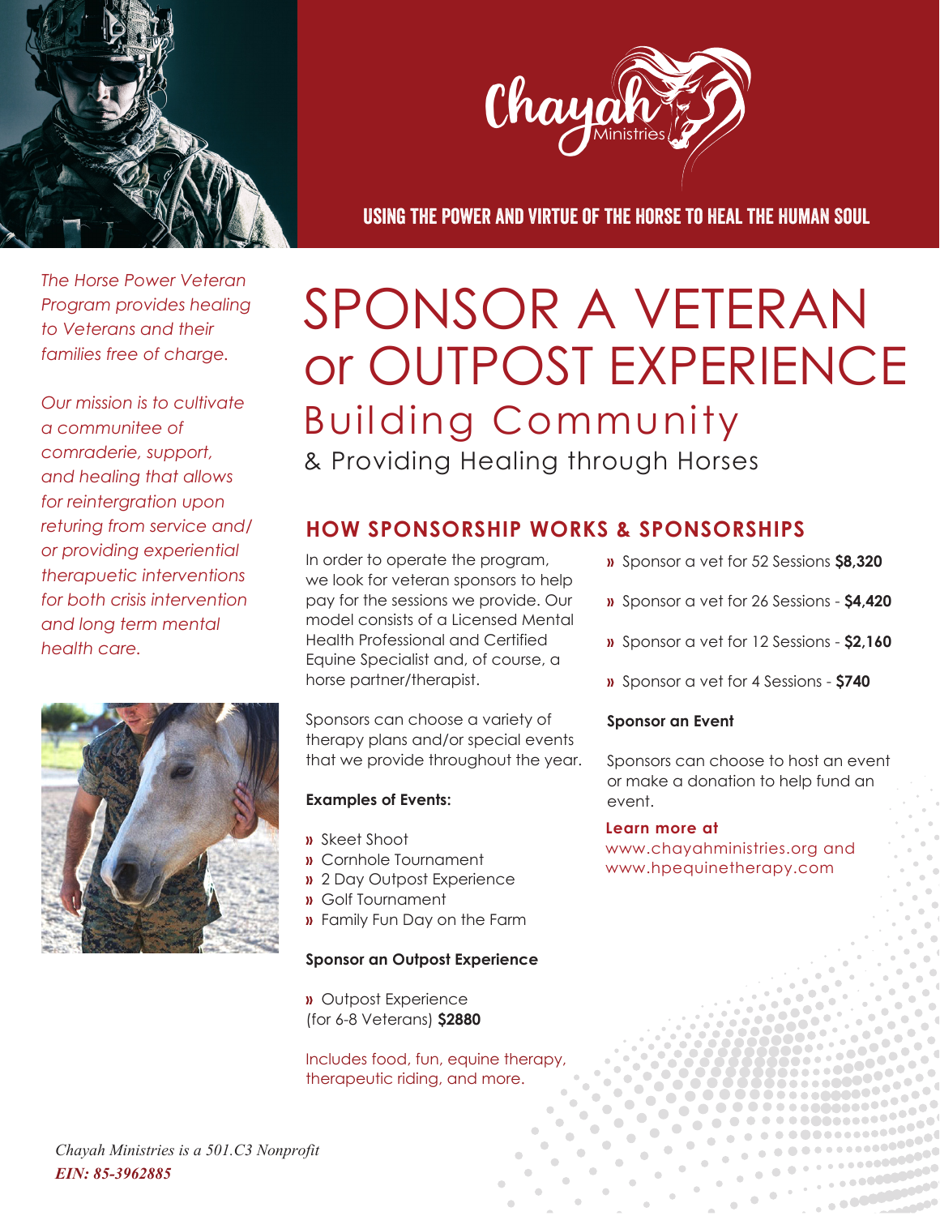Chayah Ministries

**USING THE POWER AND VIRTUE OF THE HORSE TO HEAL THE HUMAN SOUL**

*The Horse Power Veteran Program provides healing to Veterans and their families free of charge.*

*Our mission is to cultivate a communitee of comraderie, support, and healing that allows for reintergration upon returing from service and/ or providing experiential therapuetic interventions for both crisis intervention and long term mental health care.*

# SPONSOR A VETERAN or OUTPOST EXPERIENCE

## Building Community

& Providing Healing through Horses

### HOW SPONSORSHIP WORKS & SPONSORSHIPS

In order to operate the program, we look for veteran sponsors to help pay for the sessions we provide. Our model consists of a Licensed Mental Health Professional and Certified Equine Specialist and, of course, a horse partner/therapist.

Sponsors can choose a variety of therapy plans and/or special events that we provide throughout the year.

**Examples of Events:**

- Skeet Shoot
- Cornhole Tournament
- 2 Day Outpost Experience
- Golf Tournament
- Family Fun Day on the Farm

**Sponsor an Outpost Experience**

- Outpost Experience (for 6-8 Veterans) **$2880**

Includes food, fun, equine therapy, therapeutic riding, and more.

- Sponsor a vet for 52 Sessions **$8,320**
- Sponsor a vet for 26 Sessions - **$4,420**
- Sponsor a vet for 12 Sessions - **$2,160**
- Sponsor a vet for 4 Sessions - **$740**

**Sponsor an Event**

Sponsors can choose to host an event or make a donation to help fund an event.

**Learn more at**
www.chayahministries.org and www.hpequinetherapy.com

*Chayah Ministries is a 501.C3 Nonprofit*
***EIN: 85-3962885***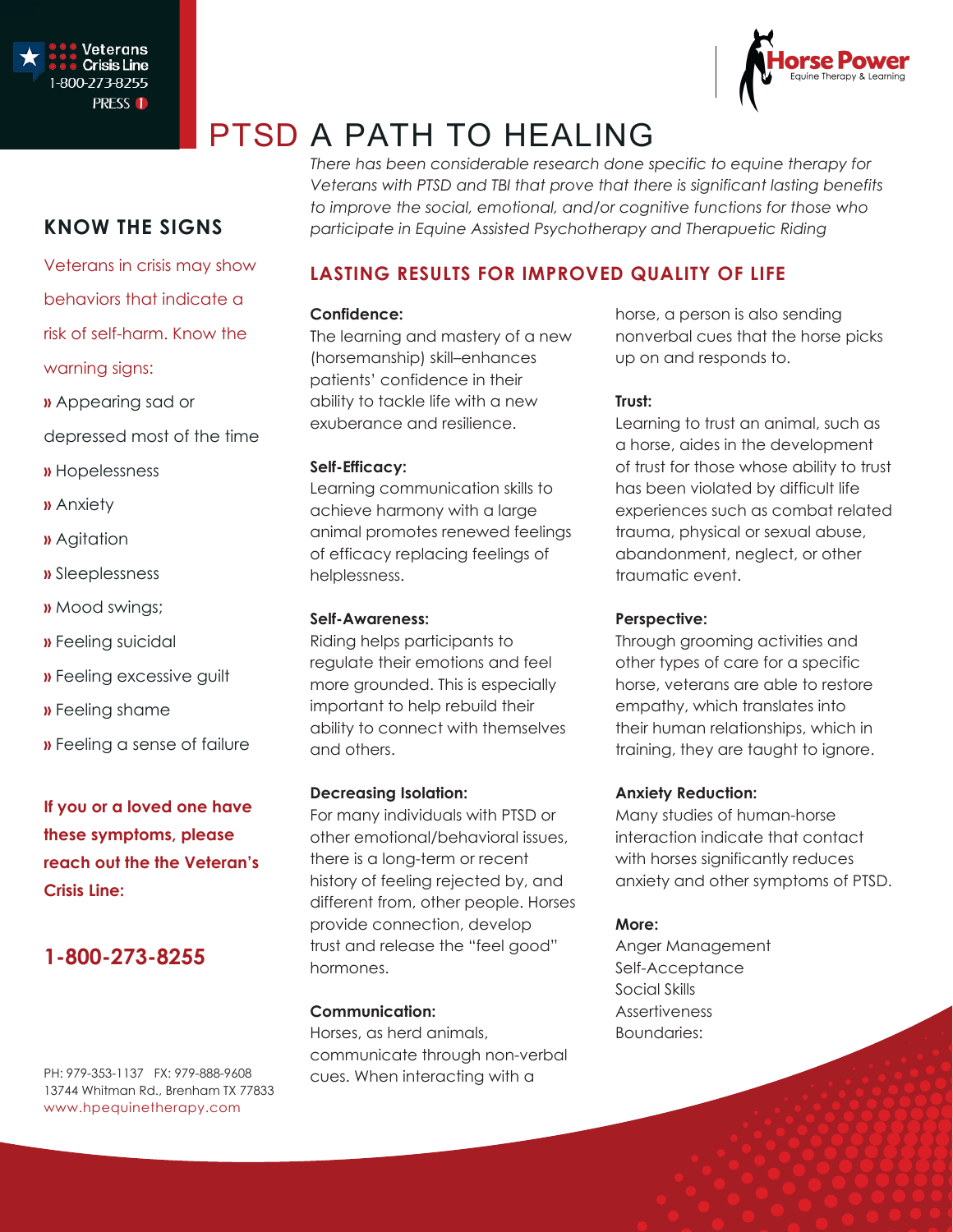Veterans Crisis Line
1-800-273-8255
PRESS 1

Horse Power
Equine Therapy & Learning

# PTSD A PATH TO HEALING

*There has been considerable research done specific to equine therapy for Veterans with PTSD and TBI that prove that there is significant lasting benefits to improve the social, emotional, and/or cognitive functions for those who participate in Equine Assisted Psychotherapy and Therapuetic Riding*

## KNOW THE SIGNS

Veterans in crisis may show behaviors that indicate a risk of self-harm. Know the warning signs:

» Appearing sad or depressed most of the time
» Hopelessness
» Anxiety
» Agitation
» Sleeplessness
» Mood swings;
» Feeling suicidal
» Feeling excessive guilt
» Feeling shame
» Feeling a sense of failure

**If you or a loved one have these symptoms, please reach out the the Veteran's Crisis Line:**

**1-800-273-8255**

PH: 979-353-1137 FX: 979-888-9608
13744 Whitman Rd., Brenham TX 77833
www.hpequinetherapy.com

## LASTING RESULTS FOR IMPROVED QUALITY OF LIFE

**Confidence:**
The learning and mastery of a new (horsemanship) skill–enhances patients' confidence in their ability to tackle life with a new exuberance and resilience.

**Self-Efficacy:**
Learning communication skills to achieve harmony with a large animal promotes renewed feelings of efficacy replacing feelings of helplessness.

**Self-Awareness:**
Riding helps participants to regulate their emotions and feel more grounded. This is especially important to help rebuild their ability to connect with themselves and others.

**Decreasing Isolation:**
For many individuals with PTSD or other emotional/behavioral issues, there is a long-term or recent history of feeling rejected by, and different from, other people. Horses provide connection, develop trust and release the "feel good" hormones.

**Communication:**
Horses, as herd animals, communicate through non-verbal cues. When interacting with a horse, a person is also sending nonverbal cues that the horse picks up on and responds to.

**Trust:**
Learning to trust an animal, such as a horse, aides in the development of trust for those whose ability to trust has been violated by difficult life experiences such as combat related trauma, physical or sexual abuse, abandonment, neglect, or other traumatic event.

**Perspective:**
Through grooming activities and other types of care for a specific horse, veterans are able to restore empathy, which translates into their human relationships, which in training, they are taught to ignore.

**Anxiety Reduction:**
Many studies of human-horse interaction indicate that contact with horses significantly reduces anxiety and other symptoms of PTSD.

**More:**
Anger Management
Self-Acceptance
Social Skills
Assertiveness
Boundaries: